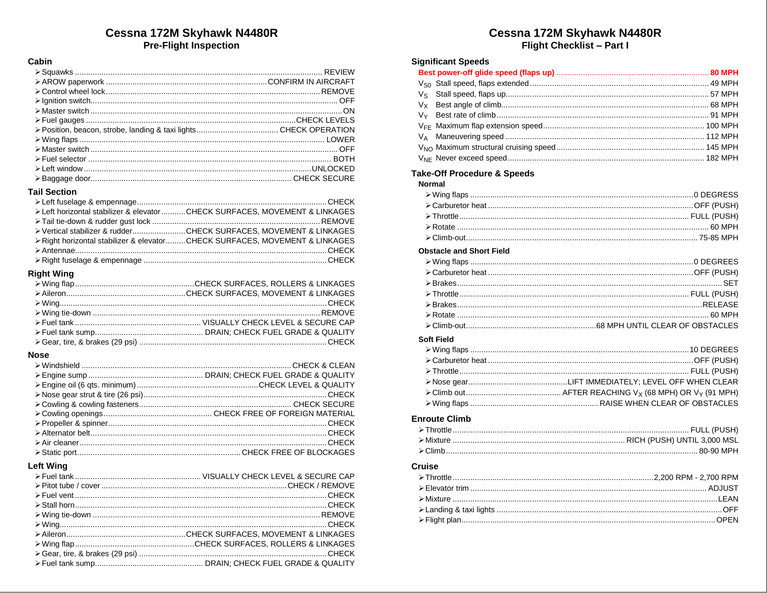# Cessna 172M Skyhawk N4480R

## Pre-Flight Inspection

### Cabin

- Squawks .............................. REVIEW
- AROW paperwork .............................. CONFIRM IN AIRCRAFT
- Control wheel lock .............................. REMOVE
- Ignition switch .............................. OFF
- Master switch .............................. ON
- Fuel gauges .............................. CHECK LEVELS
- Position, beacon, strobe, landing & taxi lights .............................. CHECK OPERATION
- Wing flaps .............................. LOWER
- Master switch .............................. OFF
- Fuel selector .............................. BOTH
- Left window .............................. UNLOCKED
- Baggage door .............................. CHECK SECURE

### Tail Section

- Left fuselage & empennage .............................. CHECK
- Left horizontal stabilizer & elevator .............................. CHECK SURFACES, MOVEMENT & LINKAGES
- Tail tie-down & rudder gust lock .............................. REMOVE
- Vertical stabilizer & rudder .............................. CHECK SURFACES, MOVEMENT & LINKAGES
- Right horizontal stabilizer & elevator .............................. CHECK SURFACES, MOVEMENT & LINKAGES
- Antennae .............................. CHECK
- Right fuselage & empennage .............................. CHECK

### Right Wing

- Wing flap .............................. CHECK SURFACES, ROLLERS & LINKAGES
- Aileron .............................. CHECK SURFACES, MOVEMENT & LINKAGES
- Wing .............................. CHECK
- Wing tie-down .............................. REMOVE
- Fuel tank .............................. VISUALLY CHECK LEVEL & SECURE CAP
- Fuel tank sump .............................. DRAIN; CHECK FUEL GRADE & QUALITY
- Gear, tire, & brakes (29 psi) .............................. CHECK

### Nose

- Windshield .............................. CHECK & CLEAN
- Engine sump .............................. DRAIN; CHECK FUEL GRADE & QUALITY
- Engine oil (6 qts. minimum) .............................. CHECK LEVEL & QUALITY
- Nose gear strut & tire (26 psi) .............................. CHECK
- Cowling & cowling fasteners .............................. CHECK SECURE
- Cowling openings .............................. CHECK FREE OF FOREIGN MATERIAL
- Propeller & spinner .............................. CHECK
- Alternator belt .............................. CHECK
- Air cleaner .............................. CHECK
- Static port .............................. CHECK FREE OF BLOCKAGES

### Left Wing

- Fuel tank .............................. VISUALLY CHECK LEVEL & SECURE CAP
- Pitot tube / cover .............................. CHECK / REMOVE
- Fuel vent .............................. CHECK
- Stall horn .............................. CHECK
- Wing tie-down .............................. REMOVE
- Wing .............................. CHECK
- Aileron .............................. CHECK SURFACES, MOVEMENT & LINKAGES
- Wing flap .............................. CHECK SURFACES, ROLLERS & LINKAGES
- Gear, tire, & brakes (29 psi) .............................. CHECK
- Fuel tank sump .............................. DRAIN; CHECK FUEL GRADE & QUALITY

# Cessna 172M Skyhawk N4480R

## Flight Checklist – Part I

### Significant Speeds

- **Best power-off glide speed (flaps up) .............................. 80 MPH**
- $V_{S0}$ Stall speed, flaps extended .............................. 49 MPH
- $V_S$ Stall speed, flaps up .............................. 57 MPH
- $V_X$ Best angle of climb .............................. 68 MPH
- $V_Y$ Best rate of climb .............................. 91 MPH
- $V_{FE}$ Maximum flap extension speed .............................. 100 MPH
- $V_A$ Maneuvering speed .............................. 112 MPH
- $V_{NO}$ Maximum structural cruising speed .............................. 145 MPH
- $V_{NE}$ Never exceed speed .............................. 182 MPH

### Take-Off Procedure & Speeds

#### Normal

- Wing flaps .............................. 0 DEGRESS
- Carburetor heat .............................. OFF (PUSH)
- Throttle .............................. FULL (PUSH)
- Rotate .............................. 60 MPH
- Climb-out .............................. 75-85 MPH

#### Obstacle and Short Field

- Wing flaps .............................. 0 DEGREES
- Carburetor heat .............................. OFF (PUSH)
- Brakes .............................. SET
- Throttle .............................. FULL (PUSH)
- Brakes .............................. RELEASE
- Rotate .............................. 60 MPH
- Climb-out .............................. 68 MPH UNTIL CLEAR OF OBSTACLES

#### Soft Field

- Wing flaps .............................. 10 DEGREES
- Carburetor heat .............................. OFF (PUSH)
- Throttle .............................. FULL (PUSH)
- Nose gear .............................. LIFT IMMEDIATELY; LEVEL OFF WHEN CLEAR
- Climb out .............................. AFTER REACHING $V_X$ (68 MPH) OR $V_Y$ (91 MPH)
- Wing flaps .............................. RAISE WHEN CLEAR OF OBSTACLES

### Enroute Climb

- Throttle .............................. FULL (PUSH)
- Mixture .............................. RICH (PUSH) UNTIL 3,000 MSL
- Climb .............................. 80-90 MPH

### Cruise

- Throttle .............................. 2,200 RPM - 2,700 RPM
- Elevator trim .............................. ADJUST
- Mixture .............................. LEAN
- Landing & taxi lights .............................. OFF
- Flight plan .............................. OPEN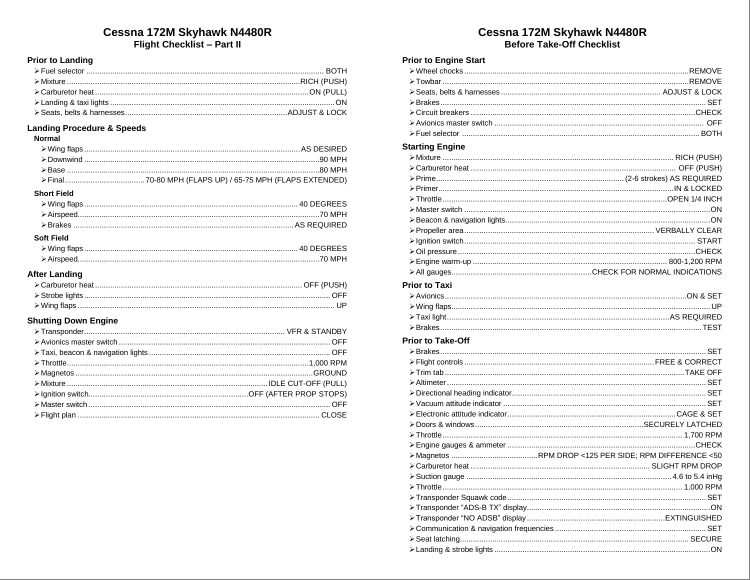# Cessna 172M Skyhawk N4480R

## Flight Checklist – Part II

### Prior to Landing

- Fuel selector ............ BOTH
- Mixture ............ RICH (PUSH)
- Carburetor heat ............ ON (PULL)
- Landing & taxi lights ............ ON
- Seats, belts & harnesses ............ ADJUST & LOCK

### Landing Procedure & Speeds

**Normal**

- Wing flaps ............ AS DESIRED
- Downwind ............ 90 MPH
- Base ............ 80 MPH
- Final ............ 70-80 MPH (FLAPS UP) / 65-75 MPH (FLAPS EXTENDED)

**Short Field**

- Wing flaps ............ 40 DEGREES
- Airspeed ............ 70 MPH
- Brakes ............ AS REQUIRED

**Soft Field**

- Wing flaps ............ 40 DEGREES
- Airspeed ............ 70 MPH

### After Landing

- Carburetor heat ............ OFF (PUSH)
- Strobe lights ............ OFF
- Wing flaps ............ UP

### Shutting Down Engine

- Transponder ............ VFR & STANDBY
- Avionics master switch ............ OFF
- Taxi, beacon & navigation lights ............ OFF
- Throttle ............ 1,000 RPM
- Magnetos ............ GROUND
- Mixture ............ IDLE CUT-OFF (PULL)
- Ignition switch ............ OFF (AFTER PROP STOPS)
- Master switch ............ OFF
- Flight plan ............ CLOSE

# Cessna 172M Skyhawk N4480R

## Before Take-Off Checklist

### Prior to Engine Start

- Wheel chocks ............ REMOVE
- Towbar ............ REMOVE
- Seats, belts & harnesses ............ ADJUST & LOCK
- Brakes ............ SET
- Circuit breakers ............ CHECK
- Avionics master switch ............ OFF
- Fuel selector ............ BOTH

### Starting Engine

- Mixture ............ RICH (PUSH)
- Carburetor heat ............ OFF (PUSH)
- Prime ............ (2-6 strokes) AS REQUIRED
- Primer ............ IN & LOCKED
- Throttle ............ OPEN 1/4 INCH
- Master switch ............ ON
- Beacon & navigation lights ............ ON
- Propeller area ............ VERBALLY CLEAR
- Ignition switch ............ START
- Oil pressure ............ CHECK
- Engine warm-up ............ 800-1,200 RPM
- All gauges ............ CHECK FOR NORMAL INDICATIONS

### Prior to Taxi

- Avionics ............ ON & SET
- Wing flaps ............ UP
- Taxi light ............ AS REQUIRED
- Brakes ............ TEST

### Prior to Take-Off

- Brakes ............ SET
- Flight controls ............ FREE & CORRECT
- Trim tab ............ TAKE OFF
- Altimeter ............ SET
- Directional heading indicator ............ SET
- Vacuum attitude indicator ............ SET
- Electronic attitude indicator ............ CAGE & SET
- Doors & windows ............ SECURELY LATCHED
- Throttle ............ 1,700 RPM
- Engine gauges & ammeter ............ CHECK
- Magnetos ............ RPM DROP <125 PER SIDE; RPM DIFFERENCE <50
- Carburetor heat ............ SLIGHT RPM DROP
- Suction gauge ............ 4.6 to 5.4 inHg
- Throttle ............ 1,000 RPM
- Transponder Squawk code ............ SET
- Transponder "ADS-B TX" display ............ ON
- Transponder "NO ADSB" display ............ EXTINGUISHED
- Communication & navigation frequencies ............ SET
- Seat latching ............ SECURE
- Landing & strobe lights ............ ON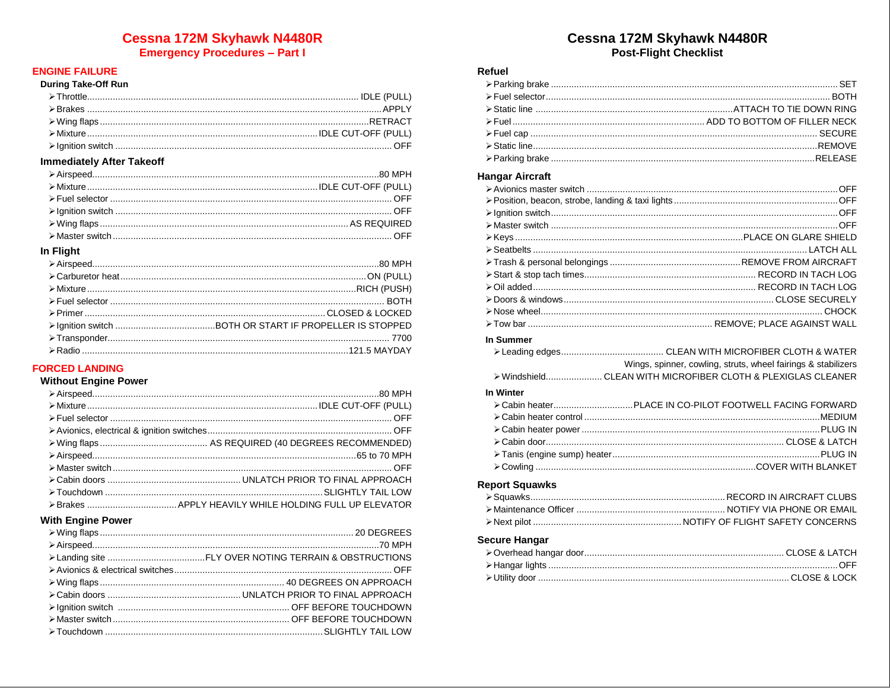# Cessna 172M Skyhawk N4480R
## Emergency Procedures – Part I

### ENGINE FAILURE

#### During Take-Off Run

- Throttle........................................................ IDLE (PULL)
- Brakes ........................................................ APPLY
- Wing flaps ........................................................ RETRACT
- Mixture ........................................................ IDLE CUT-OFF (PULL)
- Ignition switch ........................................................ OFF

#### Immediately After Takeoff

- Airspeed........................................................ 80 MPH
- Mixture ........................................................ IDLE CUT-OFF (PULL)
- Fuel selector ........................................................ OFF
- Ignition switch ........................................................ OFF
- Wing flaps ........................................................ AS REQUIRED
- Master switch ........................................................ OFF

#### In Flight

- Airspeed........................................................ 80 MPH
- Carburetor heat ........................................................ ON (PULL)
- Mixture ........................................................ RICH (PUSH)
- Fuel selector ........................................................ BOTH
- Primer ........................................................ CLOSED & LOCKED
- Ignition switch ........................................................ BOTH OR START IF PROPELLER IS STOPPED
- Transponder........................................................ 7700
- Radio ........................................................ 121.5 MAYDAY

### FORCED LANDING

#### Without Engine Power

- Airspeed........................................................ 80 MPH
- Mixture ........................................................ IDLE CUT-OFF (PULL)
- Fuel selector ........................................................ OFF
- Avionics, electrical & ignition switches........................................................ OFF
- Wing flaps ........................................................ AS REQUIRED (40 DEGREES RECOMMENDED)
- Airspeed........................................................ 65 to 70 MPH
- Master switch ........................................................ OFF
- Cabin doors ........................................................ UNLATCH PRIOR TO FINAL APPROACH
- Touchdown ........................................................ SLIGHTLY TAIL LOW
- Brakes ........................................................ APPLY HEAVILY WHILE HOLDING FULL UP ELEVATOR

#### With Engine Power

- Wing flaps ........................................................ 20 DEGREES
- Airspeed........................................................ 70 MPH
- Landing site ........................................................ FLY OVER NOTING TERRAIN & OBSTRUCTIONS
- Avionics & electrical switches........................................................ OFF
- Wing flaps ........................................................ 40 DEGREES ON APPROACH
- Cabin doors ........................................................ UNLATCH PRIOR TO FINAL APPROACH
- Ignition switch ........................................................ OFF BEFORE TOUCHDOWN
- Master switch ........................................................ OFF BEFORE TOUCHDOWN
- Touchdown ........................................................ SLIGHTLY TAIL LOW

# Cessna 172M Skyhawk N4480R
## Post-Flight Checklist

### Refuel

- Parking brake ........................................................ SET
- Fuel selector........................................................ BOTH
- Static line ........................................................ ATTACH TO TIE DOWN RING
- Fuel ........................................................ ADD TO BOTTOM OF FILLER NECK
- Fuel cap ........................................................ SECURE
- Static line........................................................ REMOVE
- Parking brake ........................................................ RELEASE

### Hangar Aircraft

- Avionics master switch ........................................................ OFF
- Position, beacon, strobe, landing & taxi lights ........................................................ OFF
- Ignition switch........................................................ OFF
- Master switch ........................................................ OFF
- Keys ........................................................ PLACE ON GLARE SHIELD
- Seatbelts ........................................................ LATCH ALL
- Trash & personal belongings ........................................................ REMOVE FROM AIRCRAFT
- Start & stop tach times........................................................ RECORD IN TACH LOG
- Oil added........................................................ RECORD IN TACH LOG
- Doors & windows........................................................ CLOSE SECURELY
- Nose wheel........................................................ CHOCK
- Tow bar ........................................................ REMOVE; PLACE AGAINST WALL

#### In Summer

- Leading edges........................................................ CLEAN WITH MICROFIBER CLOTH & WATER
  Wings, spinner, cowling, struts, wheel fairings & stabilizers
- Windshield........................................................ CLEAN WITH MICROFIBER CLOTH & PLEXIGLAS CLEANER

#### In Winter

- Cabin heater........................................................ PLACE IN CO-PILOT FOOTWELL FACING FORWARD
- Cabin heater control ........................................................ MEDIUM
- Cabin heater power ........................................................ PLUG IN
- Cabin door........................................................ CLOSE & LATCH
- Tanis (engine sump) heater........................................................ PLUG IN
- Cowling ........................................................ COVER WITH BLANKET

### Report Squawks

- Squawks........................................................ RECORD IN AIRCRAFT CLUBS
- Maintenance Officer ........................................................ NOTIFY VIA PHONE OR EMAIL
- Next pilot ........................................................ NOTIFY OF FLIGHT SAFETY CONCERNS

### Secure Hangar

- Overhead hangar door........................................................ CLOSE & LATCH
- Hangar lights ........................................................ OFF
- Utility door ........................................................ CLOSE & LOCK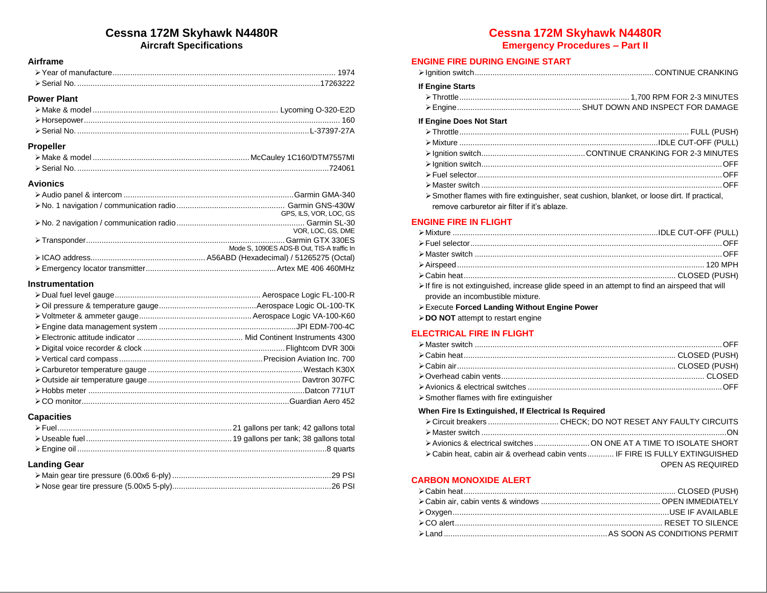# Cessna 172M Skyhawk N4480R

## Aircraft Specifications

### Airframe

- Year of manufacture .......... 1974
- Serial No. .......... 17263222

### Power Plant

- Make & model .......... Lycoming O-320-E2D
- Horsepower .......... 160
- Serial No. .......... L-37397-27A

### Propeller

- Make & model .......... McCauley 1C160/DTM7557MI
- Serial No. .......... 724061

### Avionics

- Audio panel & intercom .......... Garmin GMA-340
- No. 1 navigation / communication radio .......... Garmin GNS-430W
  GPS, ILS, VOR, LOC, GS
- No. 2 navigation / communication radio .......... Garmin SL-30
  VOR, LOC, GS, DME
- Transponder .......... Garmin GTX 330ES
  Mode S, 1090ES ADS-B Out, TIS-A traffic In
- ICAO address .......... A56ABD (Hexadecimal) / 51265275 (Octal)
- Emergency locator transmitter .......... Artex ME 406 460MHz

### Instrumentation

- Dual fuel level gauge .......... Aerospace Logic FL-100-R
- Oil pressure & temperature gauge .......... Aerospace Logic OL-100-TK
- Voltmeter & ammeter gauge .......... Aerospace Logic VA-100-K60
- Engine data management system .......... JPI EDM-700-4C
- Electronic attitude indicator .......... Mid Continent Instruments 4300
- Digital voice recorder & clock .......... Flightcom DVR 300i
- Vertical card compass .......... Precision Aviation Inc. 700
- Carburetor temperature gauge .......... Westach K30X
- Outside air temperature gauge .......... Davtron 307FC
- Hobbs meter .......... Datcon 771UT
- CO monitor .......... Guardian Aero 452

### Capacities

- Fuel .......... 21 gallons per tank; 42 gallons total
- Useable fuel .......... 19 gallons per tank; 38 gallons total
- Engine oil .......... 8 quarts

### Landing Gear

- Main gear tire pressure (6.00x6 6-ply) .......... 29 PSI
- Nose gear tire pressure (5.00x5 5-ply) .......... 26 PSI

# Cessna 172M Skyhawk N4480R

## Emergency Procedures – Part II

### ENGINE FIRE DURING ENGINE START

- Ignition switch .......... CONTINUE CRANKING

**If Engine Starts**

- Throttle .......... 1,700 RPM FOR 2-3 MINUTES
- Engine .......... SHUT DOWN AND INSPECT FOR DAMAGE

**If Engine Does Not Start**

- Throttle .......... FULL (PUSH)
- Mixture .......... IDLE CUT-OFF (PULL)
- Ignition switch .......... CONTINUE CRANKING FOR 2-3 MINUTES
- Ignition switch .......... OFF
- Fuel selector .......... OFF
- Master switch .......... OFF
- Smother flames with fire extinguisher, seat cushion, blanket, or loose dirt. If practical, remove carburetor air filter if it's ablaze.

### ENGINE FIRE IN FLIGHT

- Mixture .......... IDLE CUT-OFF (PULL)
- Fuel selector .......... OFF
- Master switch .......... OFF
- Airspeed .......... 120 MPH
- Cabin heat .......... CLOSED (PUSH)
- If fire is not extinguished, increase glide speed in an attempt to find an airspeed that will provide an incombustible mixture.
- Execute **Forced Landing Without Engine Power**
- **DO NOT** attempt to restart engine

### ELECTRICAL FIRE IN FLIGHT

- Master switch .......... OFF
- Cabin heat .......... CLOSED (PUSH)
- Cabin air .......... CLOSED (PUSH)
- Overhead cabin vents .......... CLOSED
- Avionics & electrical switches .......... OFF
- Smother flames with fire extinguisher

**When Fire Is Extinguished, If Electrical Is Required**

- Circuit breakers .......... CHECK; DO NOT RESET ANY FAULTY CIRCUITS
- Master switch .......... ON
- Avionics & electrical switches .......... ON ONE AT A TIME TO ISOLATE SHORT
- Cabin heat, cabin air & overhead cabin vents .......... IF FIRE IS FULLY EXTINGUISHED OPEN AS REQUIRED

### CARBON MONOXIDE ALERT

- Cabin heat .......... CLOSED (PUSH)
- Cabin air, cabin vents & windows .......... OPEN IMMEDIATELY
- Oxygen .......... USE IF AVAILABLE
- CO alert .......... RESET TO SILENCE
- Land .......... AS SOON AS CONDITIONS PERMIT